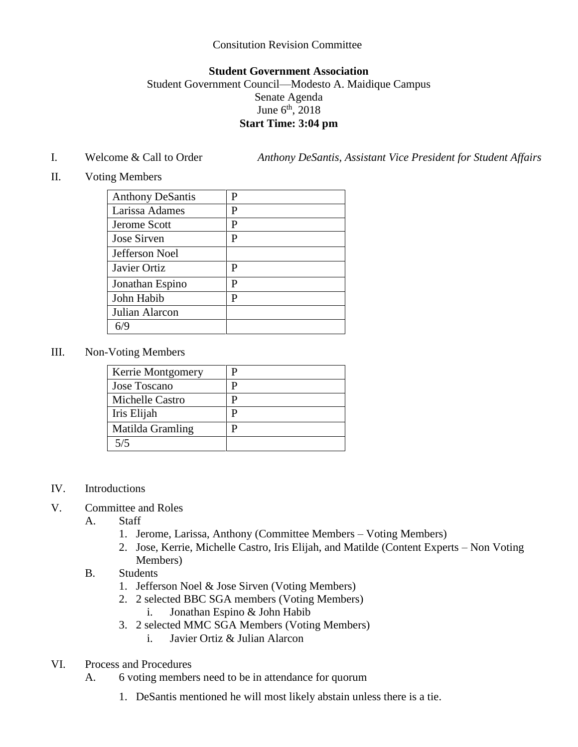Consitution Revision Committee

**Student Government Association**
Student Government Council—Modesto A. Maidique Campus
Senate Agenda
June 6th, 2018
**Start Time: 3:04 pm**

I. Welcome & Call to Order *Anthony DeSantis, Assistant Vice President for Student Affairs*

II. Voting Members

| Anthony DeSantis | P |
|---|---|
| Larissa Adames | P |
| Jerome Scott | P |
| Jose Sirven | P |
| Jefferson Noel | |
| Javier Ortiz | P |
| Jonathan Espino | P |
| John Habib | P |
| Julian Alarcon | |
| 6/9 | |

III. Non-Voting Members

| Kerrie Montgomery | P |
|---|---|
| Jose Toscano | P |
| Michelle Castro | P |
| Iris Elijah | P |
| Matilda Gramling | P |
| 5/5 | |

IV. Introductions

V. Committee and Roles
   A. Staff
      1. Jerome, Larissa, Anthony (Committee Members – Voting Members)
      2. Jose, Kerrie, Michelle Castro, Iris Elijah, and Matilde (Content Experts – Non Voting Members)
   B. Students
      1. Jefferson Noel & Jose Sirven (Voting Members)
      2. 2 selected BBC SGA members (Voting Members)
         i. Jonathan Espino & John Habib
      3. 2 selected MMC SGA Members (Voting Members)
         i. Javier Ortiz & Julian Alarcon

VI. Process and Procedures
   A. 6 voting members need to be in attendance for quorum
      1. DeSantis mentioned he will most likely abstain unless there is a tie.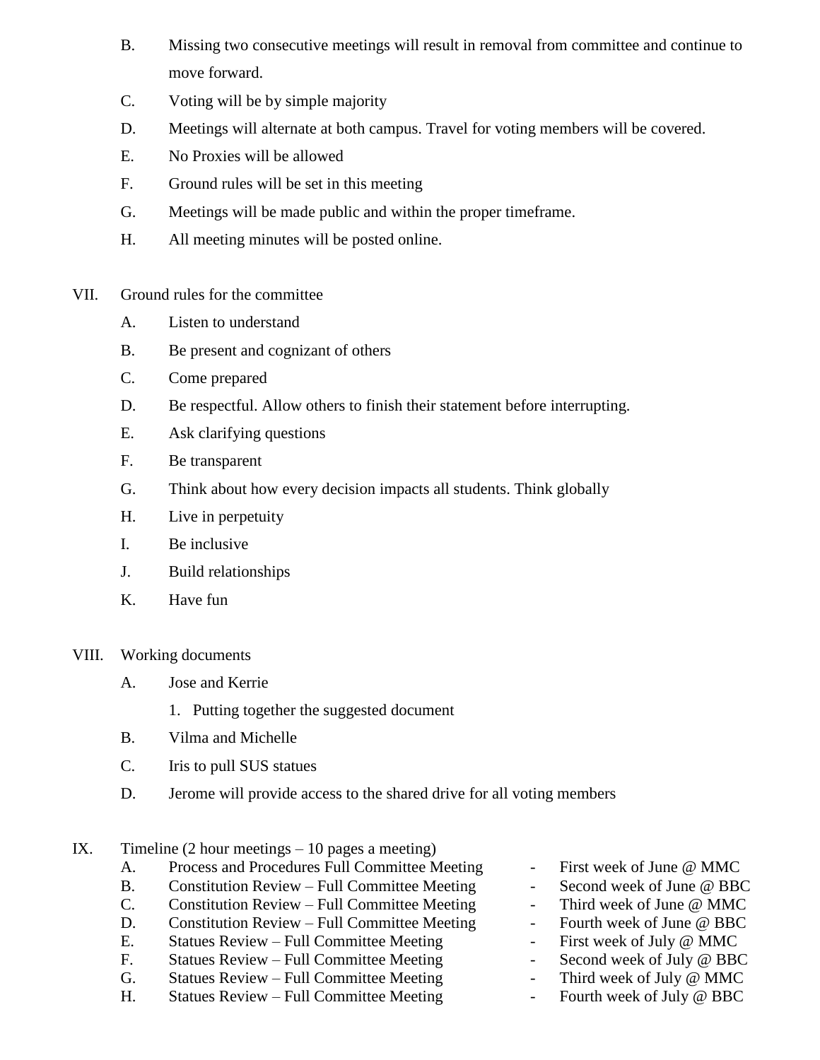B. Missing two consecutive meetings will result in removal from committee and continue to move forward.

C. Voting will be by simple majority

D. Meetings will alternate at both campus. Travel for voting members will be covered.

E. No Proxies will be allowed

F. Ground rules will be set in this meeting

G. Meetings will be made public and within the proper timeframe.

H. All meeting minutes will be posted online.

VII. Ground rules for the committee

A. Listen to understand

B. Be present and cognizant of others

C. Come prepared

D. Be respectful. Allow others to finish their statement before interrupting.

E. Ask clarifying questions

F. Be transparent

G. Think about how every decision impacts all students. Think globally

H. Live in perpetuity

I. Be inclusive

J. Build relationships

K. Have fun

VIII. Working documents

A. Jose and Kerrie

1. Putting together the suggested document

B. Vilma and Michelle

C. Iris to pull SUS statues

D. Jerome will provide access to the shared drive for all voting members

IX. Timeline (2 hour meetings – 10 pages a meeting)

A. Process and Procedures Full Committee Meeting - First week of June @ MMC

B. Constitution Review – Full Committee Meeting - Second week of June @ BBC

C. Constitution Review – Full Committee Meeting - Third week of June @ MMC

D. Constitution Review – Full Committee Meeting - Fourth week of June @ BBC

E. Statues Review – Full Committee Meeting - First week of July @ MMC

F. Statues Review – Full Committee Meeting - Second week of July @ BBC

G. Statues Review – Full Committee Meeting - Third week of July @ MMC

H. Statues Review – Full Committee Meeting - Fourth week of July @ BBC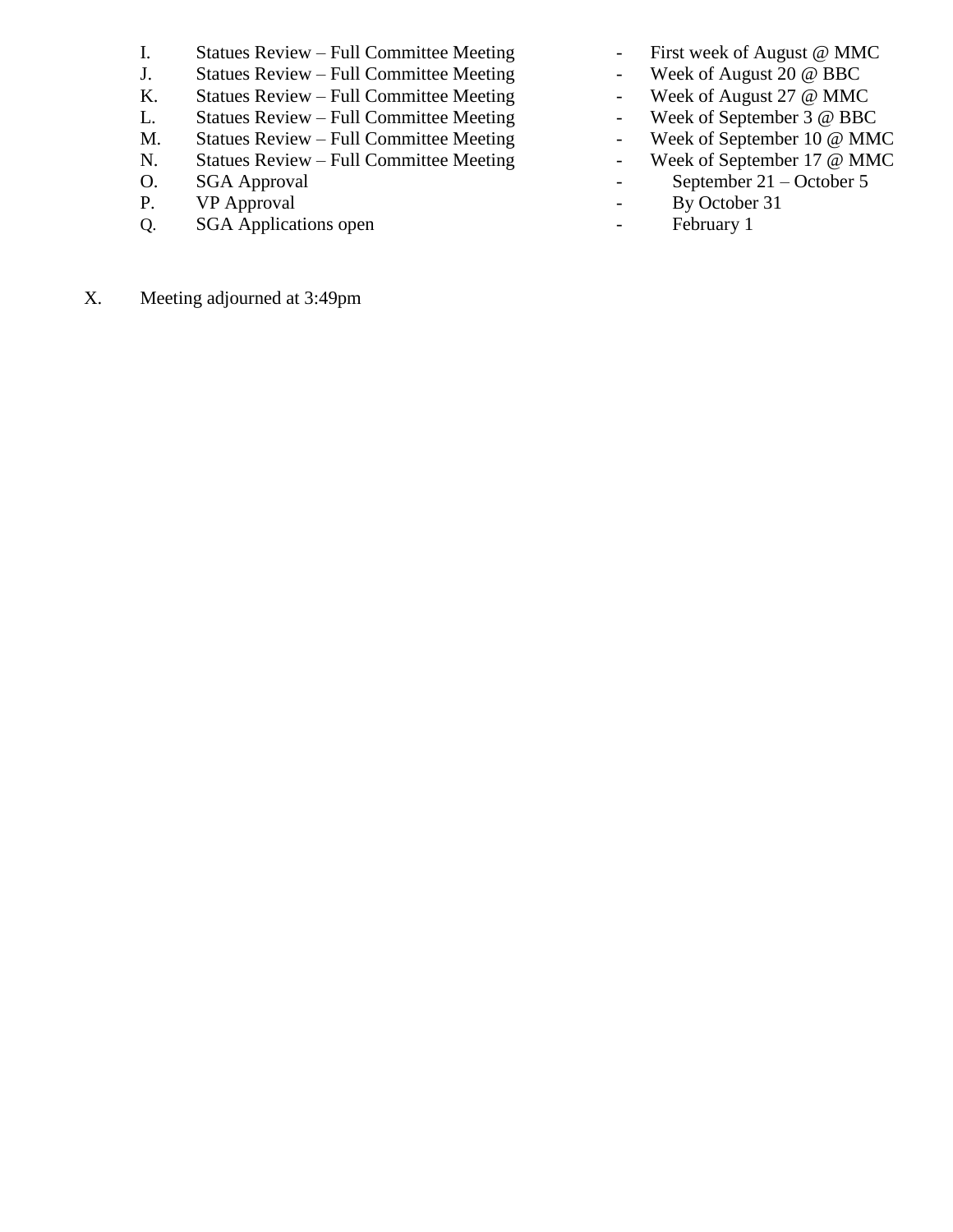I. Statues Review – Full Committee Meeting - First week of August @ MMC
J. Statues Review – Full Committee Meeting - Week of August 20 @ BBC
K. Statues Review – Full Committee Meeting - Week of August 27 @ MMC
L. Statues Review – Full Committee Meeting - Week of September 3 @ BBC
M. Statues Review – Full Committee Meeting - Week of September 10 @ MMC
N. Statues Review – Full Committee Meeting - Week of September 17 @ MMC
O. SGA Approval - September 21 – October 5
P. VP Approval - By October 31
Q. SGA Applications open - February 1

X. Meeting adjourned at 3:49pm